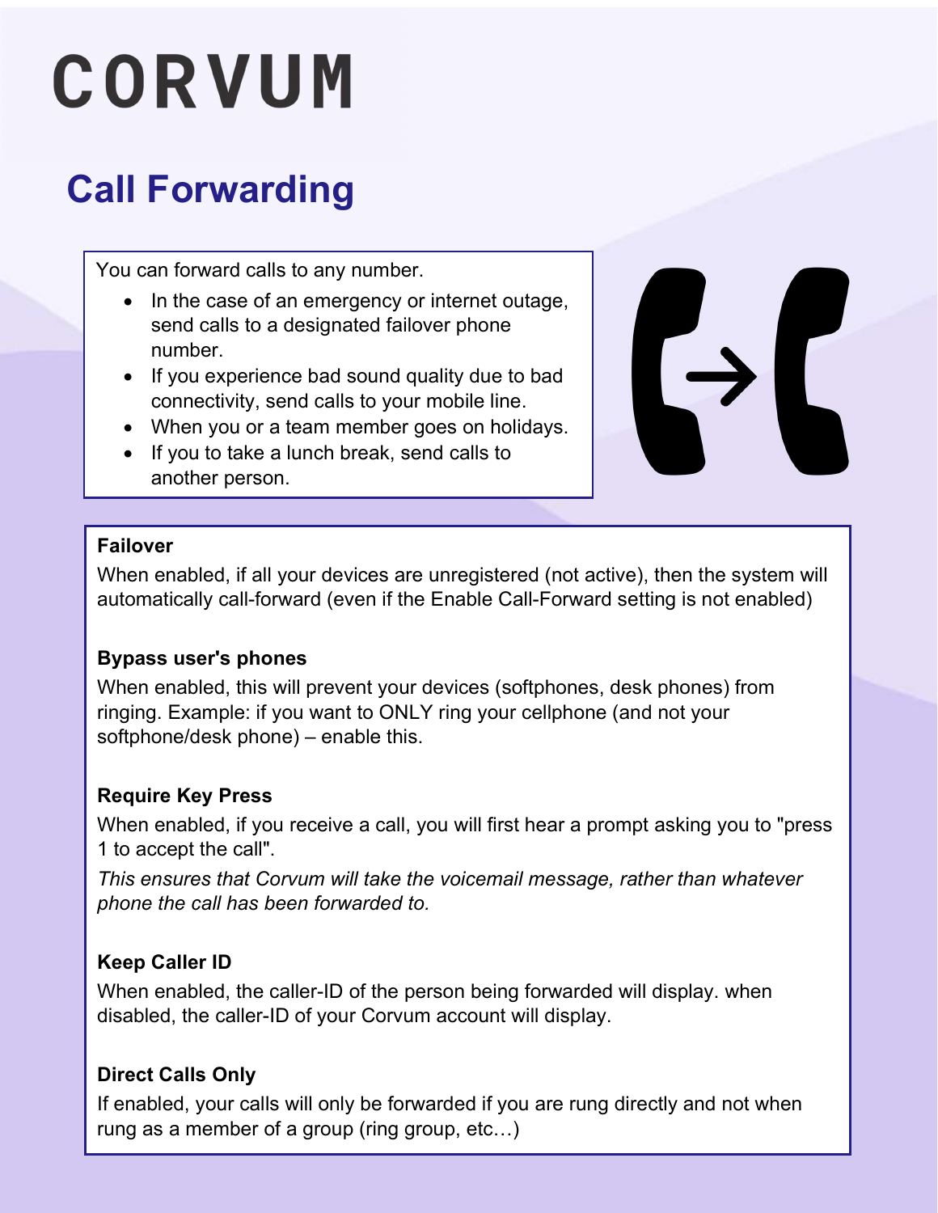# CORVUM

## Call Forwarding

You can forward calls to any number.

- In the case of an emergency or internet outage, send calls to a designated failover phone number.
- If you experience bad sound quality due to bad connectivity, send calls to your mobile line.
- When you or a team member goes on holidays.
- If you to take a lunch break, send calls to another person.

**Failover**

When enabled, if all your devices are unregistered (not active), then the system will automatically call-forward (even if the Enable Call-Forward setting is not enabled)

**Bypass user's phones**

When enabled, this will prevent your devices (softphones, desk phones) from ringing. Example: if you want to ONLY ring your cellphone (and not your softphone/desk phone) – enable this.

**Require Key Press**

When enabled, if you receive a call, you will first hear a prompt asking you to "press 1 to accept the call".

*This ensures that Corvum will take the voicemail message, rather than whatever phone the call has been forwarded to.*

**Keep Caller ID**

When enabled, the caller-ID of the person being forwarded will display. when disabled, the caller-ID of your Corvum account will display.

**Direct Calls Only**

If enabled, your calls will only be forwarded if you are rung directly and not when rung as a member of a group (ring group, etc…)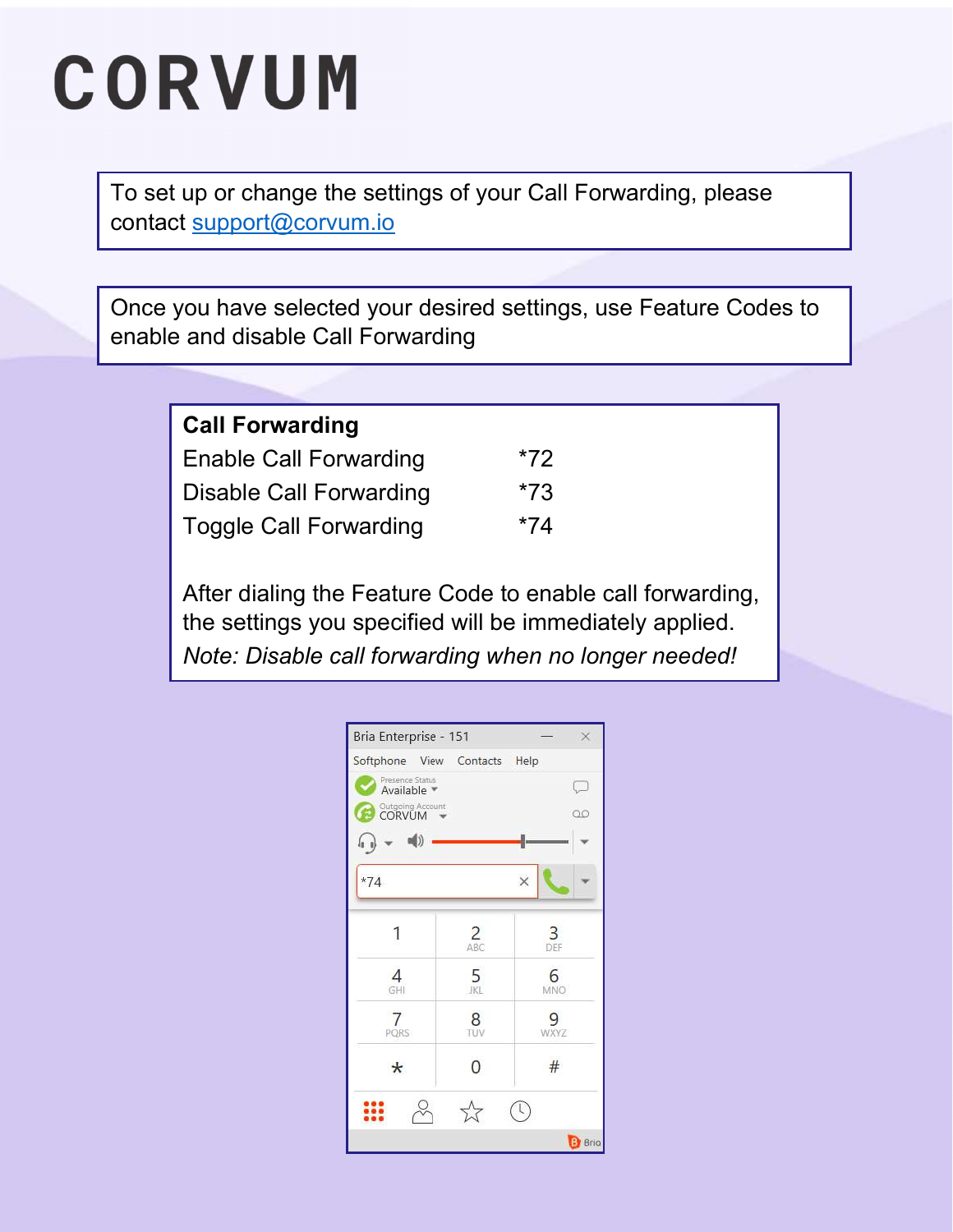# CORVUM

To set up or change the settings of your Call Forwarding, please contact support@corvum.io

Once you have selected your desired settings, use Feature Codes to enable and disable Call Forwarding

**Call Forwarding**

| | |
|---|---|
| Enable Call Forwarding | *72 |
| Disable Call Forwarding | *73 |
| Toggle Call Forwarding | *74 |

After dialing the Feature Code to enable call forwarding, the settings you specified will be immediately applied.

*Note: Disable call forwarding when no longer needed!*